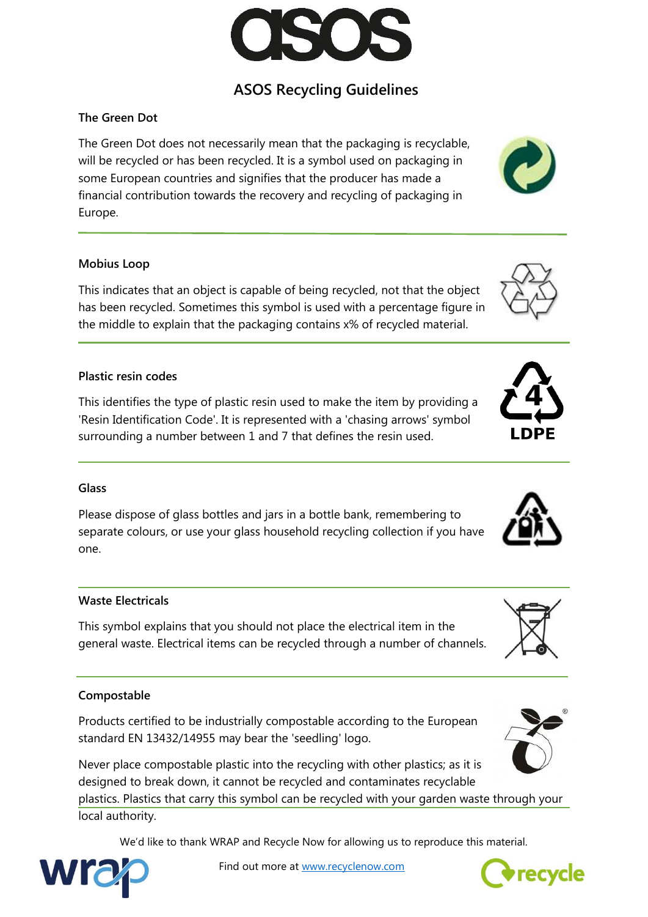# ASOS Recycling Guidelines

## The Green Dot

The Green Dot does not necessarily mean that the packaging is recyclable, will be recycled or has been recycled. It is a symbol used on packaging in some European countries and signifies that the producer has made a financial contribution towards the recovery and recycling of packaging in Europe.

## Mobius Loop

This indicates that an object is capable of being recycled, not that the object has been recycled. Sometimes this symbol is used with a percentage figure in the middle to explain that the packaging contains x% of recycled material.

## Plastic resin codes

This identifies the type of plastic resin used to make the item by providing a 'Resin Identification Code'. It is represented with a 'chasing arrows' symbol surrounding a number between 1 and 7 that defines the resin used.

4
LDPE

## Glass

Please dispose of glass bottles and jars in a bottle bank, remembering to separate colours, or use your glass household recycling collection if you have one.

## Waste Electricals

This symbol explains that you should not place the electrical item in the general waste. Electrical items can be recycled through a number of channels.

## Compostable

Products certified to be industrially compostable according to the European standard EN 13432/14955 may bear the 'seedling' logo.

Never place compostable plastic into the recycling with other plastics; as it is designed to break down, it cannot be recycled and contaminates recyclable plastics. Plastics that carry this symbol can be recycled with your garden waste through your local authority.

We'd like to thank WRAP and Recycle Now for allowing us to reproduce this material.

Find out more at [www.recyclenow.com](http://www.recyclenow.com)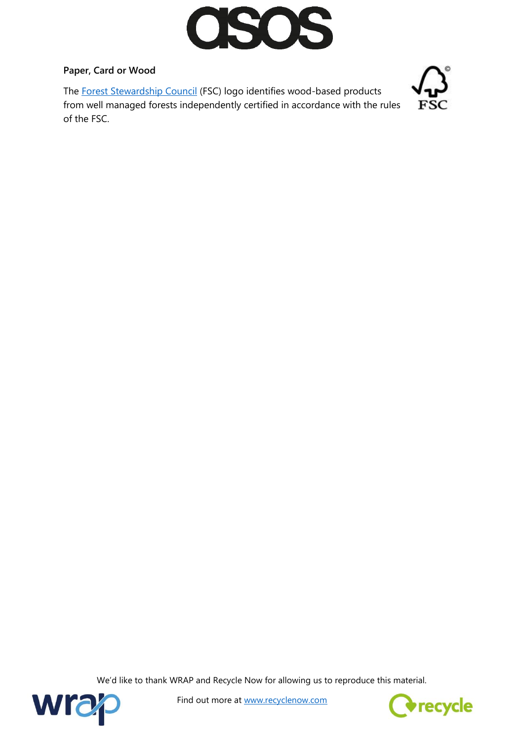**Paper, Card or Wood**

The Forest Stewardship Council (FSC) logo identifies wood-based products from well managed forests independently certified in accordance with the rules of the FSC.

We'd like to thank WRAP and Recycle Now for allowing us to reproduce this material.

Find out more at www.recyclenow.com